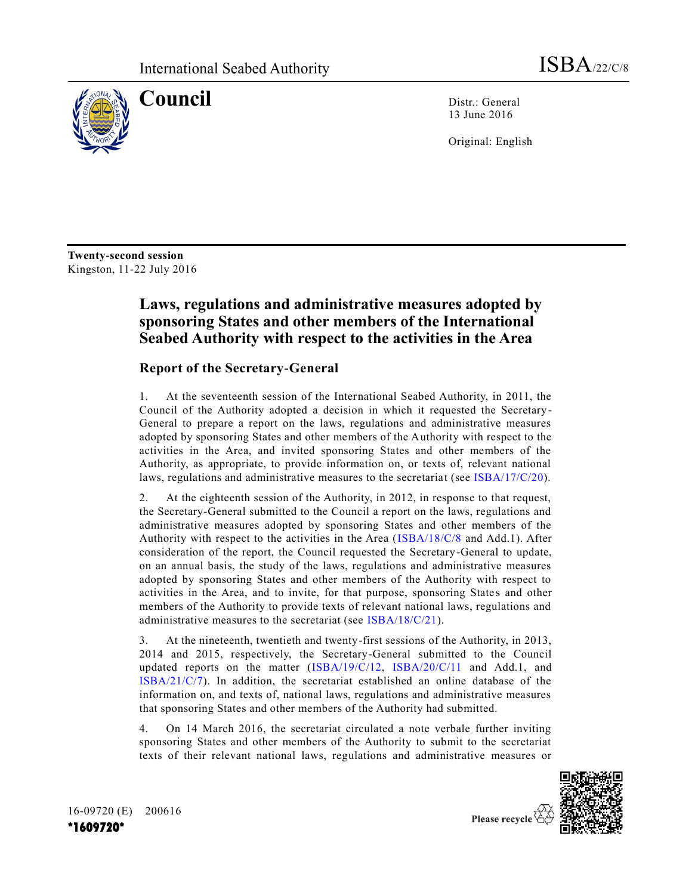International Seabed Authority

ISBA/22/C/8

# Council

Distr.: General
13 June 2016

Original: English

**Twenty-second session**
Kingston, 11-22 July 2016

## Laws, regulations and administrative measures adopted by sponsoring States and other members of the International Seabed Authority with respect to the activities in the Area

### Report of the Secretary-General

1. At the seventeenth session of the International Seabed Authority, in 2011, the Council of the Authority adopted a decision in which it requested the Secretary-General to prepare a report on the laws, regulations and administrative measures adopted by sponsoring States and other members of the Authority with respect to the activities in the Area, and invited sponsoring States and other members of the Authority, as appropriate, to provide information on, or texts of, relevant national laws, regulations and administrative measures to the secretariat (see ISBA/17/C/20).

2. At the eighteenth session of the Authority, in 2012, in response to that request, the Secretary-General submitted to the Council a report on the laws, regulations and administrative measures adopted by sponsoring States and other members of the Authority with respect to the activities in the Area (ISBA/18/C/8 and Add.1). After consideration of the report, the Council requested the Secretary-General to update, on an annual basis, the study of the laws, regulations and administrative measures adopted by sponsoring States and other members of the Authority with respect to activities in the Area, and to invite, for that purpose, sponsoring States and other members of the Authority to provide texts of relevant national laws, regulations and administrative measures to the secretariat (see ISBA/18/C/21).

3. At the nineteenth, twentieth and twenty-first sessions of the Authority, in 2013, 2014 and 2015, respectively, the Secretary-General submitted to the Council updated reports on the matter (ISBA/19/C/12, ISBA/20/C/11 and Add.1, and ISBA/21/C/7). In addition, the secretariat established an online database of the information on, and texts of, national laws, regulations and administrative measures that sponsoring States and other members of the Authority had submitted.

4. On 14 March 2016, the secretariat circulated a note verbale further inviting sponsoring States and other members of the Authority to submit to the secretariat texts of their relevant national laws, regulations and administrative measures or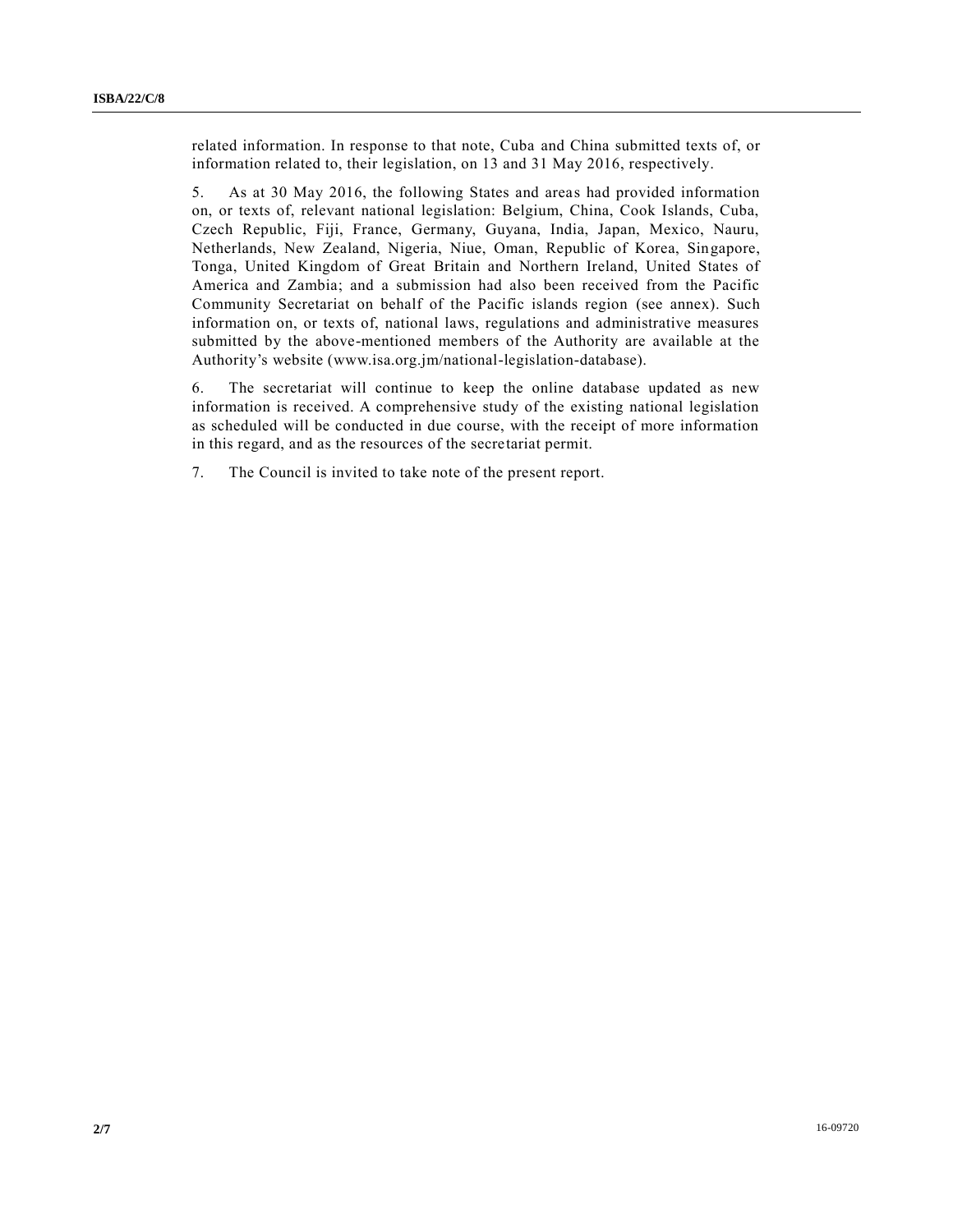related information. In response to that note, Cuba and China submitted texts of, or information related to, their legislation, on 13 and 31 May 2016, respectively.

5. As at 30 May 2016, the following States and areas had provided information on, or texts of, relevant national legislation: Belgium, China, Cook Islands, Cuba, Czech Republic, Fiji, France, Germany, Guyana, India, Japan, Mexico, Nauru, Netherlands, New Zealand, Nigeria, Niue, Oman, Republic of Korea, Singapore, Tonga, United Kingdom of Great Britain and Northern Ireland, United States of America and Zambia; and a submission had also been received from the Pacific Community Secretariat on behalf of the Pacific islands region (see annex). Such information on, or texts of, national laws, regulations and administrative measures submitted by the above-mentioned members of the Authority are available at the Authority's website (www.isa.org.jm/national-legislation-database).

6. The secretariat will continue to keep the online database updated as new information is received. A comprehensive study of the existing national legislation as scheduled will be conducted in due course, with the receipt of more information in this regard, and as the resources of the secretariat permit.

7. The Council is invited to take note of the present report.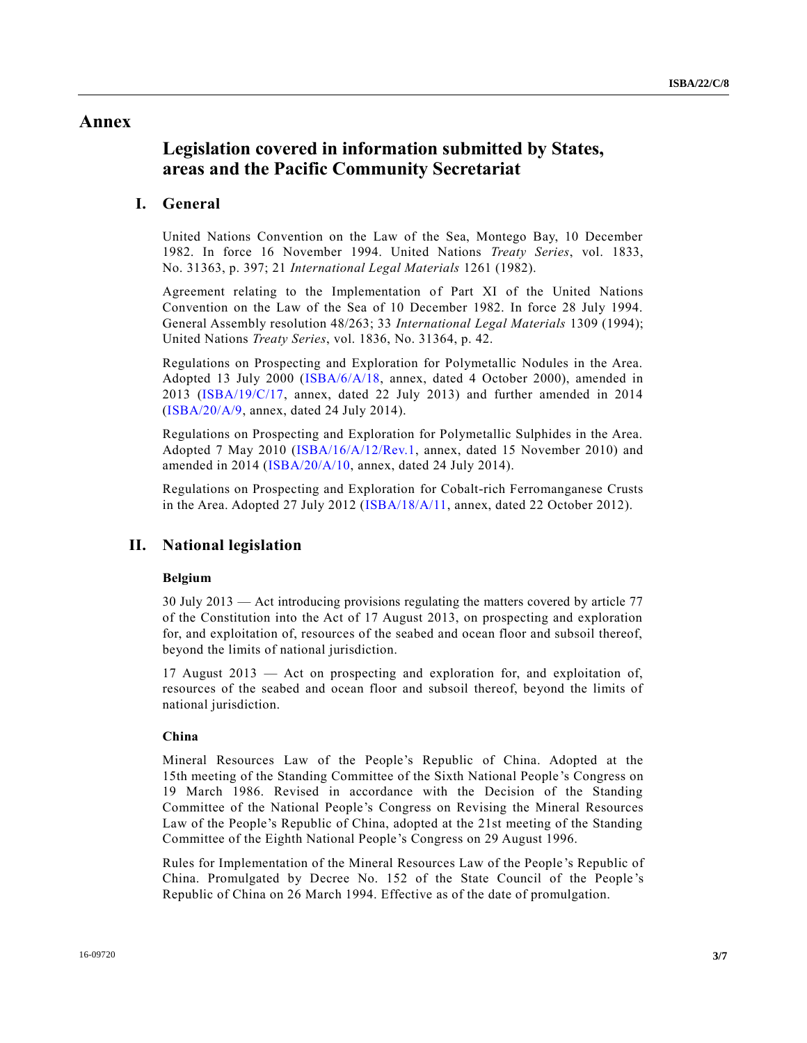# Annex

## Legislation covered in information submitted by States, areas and the Pacific Community Secretariat

### I. General

United Nations Convention on the Law of the Sea, Montego Bay, 10 December 1982. In force 16 November 1994. United Nations *Treaty Series*, vol. 1833, No. 31363, p. 397; 21 *International Legal Materials* 1261 (1982).

Agreement relating to the Implementation of Part XI of the United Nations Convention on the Law of the Sea of 10 December 1982. In force 28 July 1994. General Assembly resolution 48/263; 33 *International Legal Materials* 1309 (1994); United Nations *Treaty Series*, vol. 1836, No. 31364, p. 42.

Regulations on Prospecting and Exploration for Polymetallic Nodules in the Area. Adopted 13 July 2000 (ISBA/6/A/18, annex, dated 4 October 2000), amended in 2013 (ISBA/19/C/17, annex, dated 22 July 2013) and further amended in 2014 (ISBA/20/A/9, annex, dated 24 July 2014).

Regulations on Prospecting and Exploration for Polymetallic Sulphides in the Area. Adopted 7 May 2010 (ISBA/16/A/12/Rev.1, annex, dated 15 November 2010) and amended in 2014 (ISBA/20/A/10, annex, dated 24 July 2014).

Regulations on Prospecting and Exploration for Cobalt-rich Ferromanganese Crusts in the Area. Adopted 27 July 2012 (ISBA/18/A/11, annex, dated 22 October 2012).

### II. National legislation

#### Belgium

30 July 2013 — Act introducing provisions regulating the matters covered by article 77 of the Constitution into the Act of 17 August 2013, on prospecting and exploration for, and exploitation of, resources of the seabed and ocean floor and subsoil thereof, beyond the limits of national jurisdiction.

17 August 2013 — Act on prospecting and exploration for, and exploitation of, resources of the seabed and ocean floor and subsoil thereof, beyond the limits of national jurisdiction.

#### China

Mineral Resources Law of the People's Republic of China. Adopted at the 15th meeting of the Standing Committee of the Sixth National People's Congress on 19 March 1986. Revised in accordance with the Decision of the Standing Committee of the National People's Congress on Revising the Mineral Resources Law of the People's Republic of China, adopted at the 21st meeting of the Standing Committee of the Eighth National People's Congress on 29 August 1996.

Rules for Implementation of the Mineral Resources Law of the People's Republic of China. Promulgated by Decree No. 152 of the State Council of the People's Republic of China on 26 March 1994. Effective as of the date of promulgation.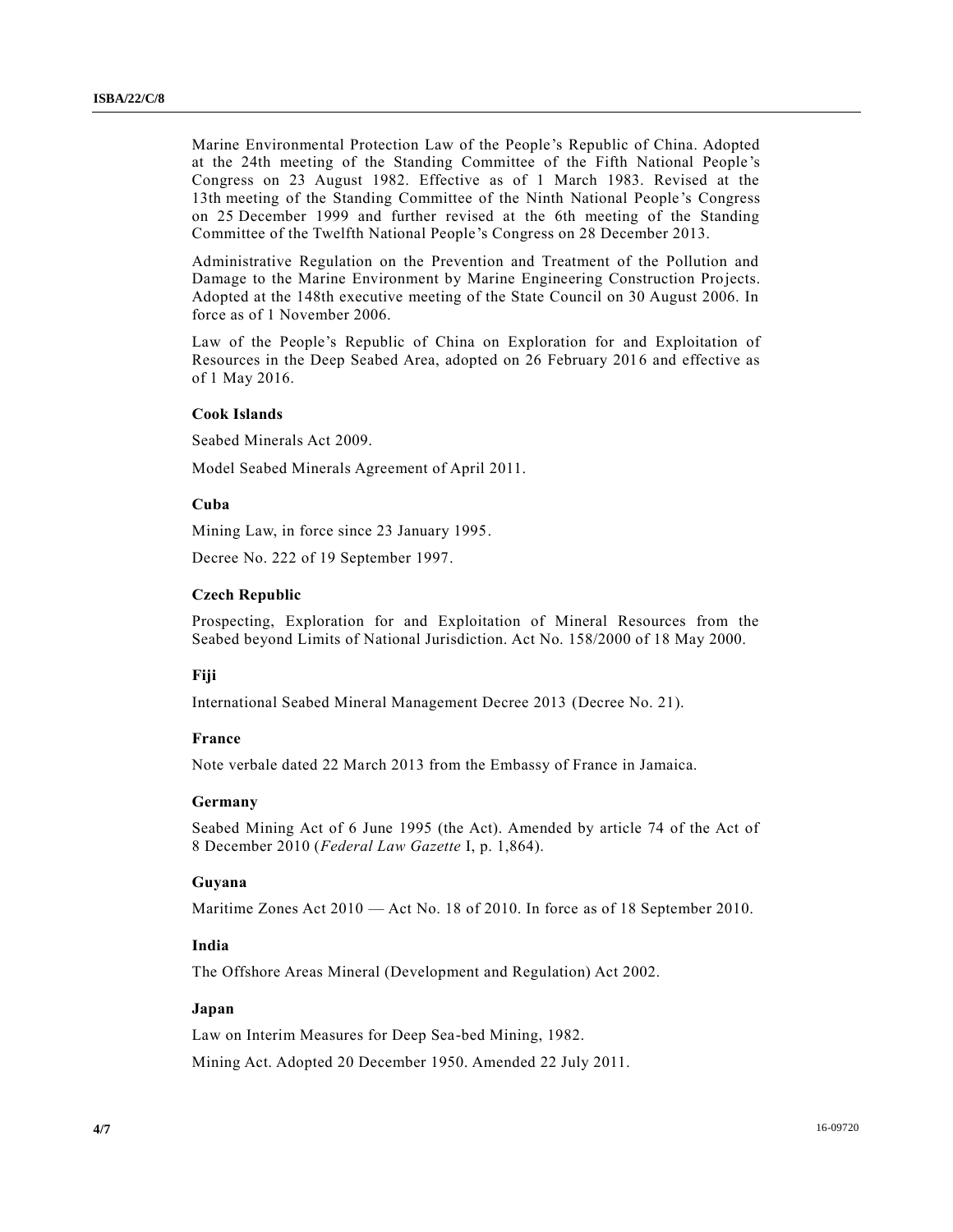Marine Environmental Protection Law of the People's Republic of China. Adopted at the 24th meeting of the Standing Committee of the Fifth National People's Congress on 23 August 1982. Effective as of 1 March 1983. Revised at the 13th meeting of the Standing Committee of the Ninth National People's Congress on 25 December 1999 and further revised at the 6th meeting of the Standing Committee of the Twelfth National People's Congress on 28 December 2013.

Administrative Regulation on the Prevention and Treatment of the Pollution and Damage to the Marine Environment by Marine Engineering Construction Projects. Adopted at the 148th executive meeting of the State Council on 30 August 2006. In force as of 1 November 2006.

Law of the People's Republic of China on Exploration for and Exploitation of Resources in the Deep Seabed Area, adopted on 26 February 2016 and effective as of 1 May 2016.

**Cook Islands**

Seabed Minerals Act 2009.

Model Seabed Minerals Agreement of April 2011.

**Cuba**

Mining Law, in force since 23 January 1995.

Decree No. 222 of 19 September 1997.

**Czech Republic**

Prospecting, Exploration for and Exploitation of Mineral Resources from the Seabed beyond Limits of National Jurisdiction. Act No. 158/2000 of 18 May 2000.

**Fiji**

International Seabed Mineral Management Decree 2013 (Decree No. 21).

**France**

Note verbale dated 22 March 2013 from the Embassy of France in Jamaica.

**Germany**

Seabed Mining Act of 6 June 1995 (the Act). Amended by article 74 of the Act of 8 December 2010 (*Federal Law Gazette* I, p. 1,864).

**Guyana**

Maritime Zones Act 2010 — Act No. 18 of 2010. In force as of 18 September 2010.

**India**

The Offshore Areas Mineral (Development and Regulation) Act 2002.

**Japan**

Law on Interim Measures for Deep Sea-bed Mining, 1982.

Mining Act. Adopted 20 December 1950. Amended 22 July 2011.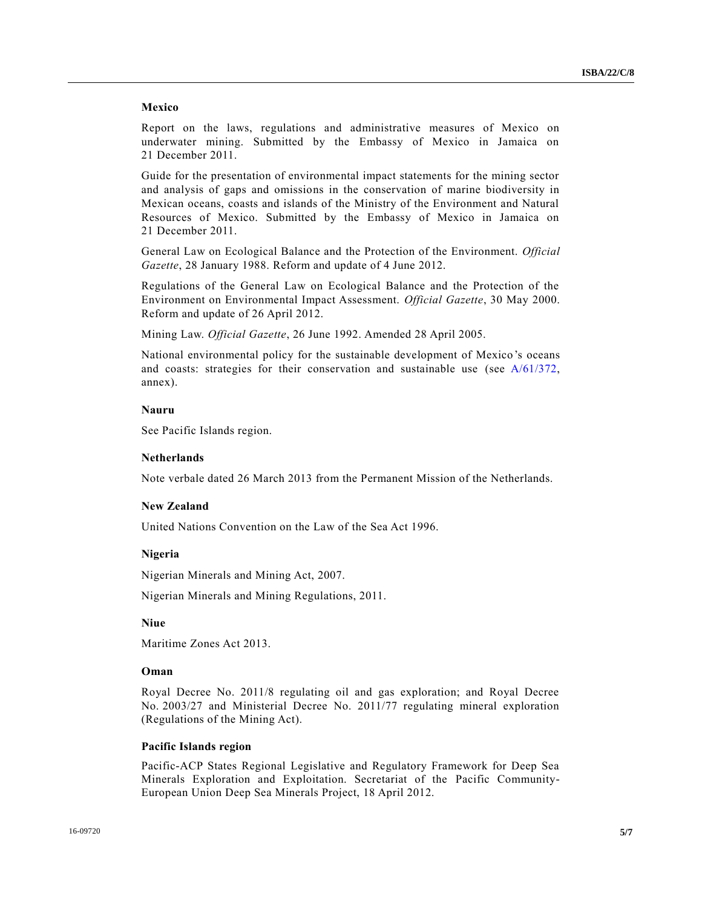**Mexico**

Report on the laws, regulations and administrative measures of Mexico on underwater mining. Submitted by the Embassy of Mexico in Jamaica on 21 December 2011.

Guide for the presentation of environmental impact statements for the mining sector and analysis of gaps and omissions in the conservation of marine biodiversity in Mexican oceans, coasts and islands of the Ministry of the Environment and Natural Resources of Mexico. Submitted by the Embassy of Mexico in Jamaica on 21 December 2011.

General Law on Ecological Balance and the Protection of the Environment. *Official Gazette*, 28 January 1988. Reform and update of 4 June 2012.

Regulations of the General Law on Ecological Balance and the Protection of the Environment on Environmental Impact Assessment. *Official Gazette*, 30 May 2000. Reform and update of 26 April 2012.

Mining Law. *Official Gazette*, 26 June 1992. Amended 28 April 2005.

National environmental policy for the sustainable development of Mexico's oceans and coasts: strategies for their conservation and sustainable use (see A/61/372, annex).

**Nauru**

See Pacific Islands region.

**Netherlands**

Note verbale dated 26 March 2013 from the Permanent Mission of the Netherlands.

**New Zealand**

United Nations Convention on the Law of the Sea Act 1996.

**Nigeria**

Nigerian Minerals and Mining Act, 2007.

Nigerian Minerals and Mining Regulations, 2011.

**Niue**

Maritime Zones Act 2013.

**Oman**

Royal Decree No. 2011/8 regulating oil and gas exploration; and Royal Decree No. 2003/27 and Ministerial Decree No. 2011/77 regulating mineral exploration (Regulations of the Mining Act).

**Pacific Islands region**

Pacific-ACP States Regional Legislative and Regulatory Framework for Deep Sea Minerals Exploration and Exploitation. Secretariat of the Pacific Community-European Union Deep Sea Minerals Project, 18 April 2012.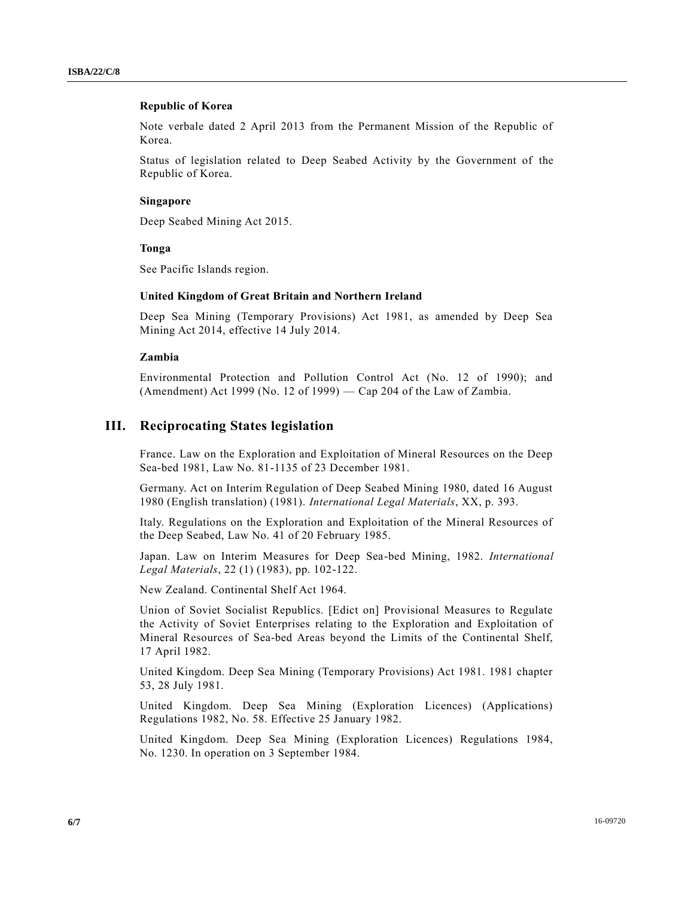**Republic of Korea**

Note verbale dated 2 April 2013 from the Permanent Mission of the Republic of Korea.

Status of legislation related to Deep Seabed Activity by the Government of the Republic of Korea.

**Singapore**

Deep Seabed Mining Act 2015.

**Tonga**

See Pacific Islands region.

**United Kingdom of Great Britain and Northern Ireland**

Deep Sea Mining (Temporary Provisions) Act 1981, as amended by Deep Sea Mining Act 2014, effective 14 July 2014.

**Zambia**

Environmental Protection and Pollution Control Act (No. 12 of 1990); and (Amendment) Act 1999 (No. 12 of 1999) — Cap 204 of the Law of Zambia.

## III. Reciprocating States legislation

France. Law on the Exploration and Exploitation of Mineral Resources on the Deep Sea-bed 1981, Law No. 81-1135 of 23 December 1981.

Germany. Act on Interim Regulation of Deep Seabed Mining 1980, dated 16 August 1980 (English translation) (1981). *International Legal Materials*, XX, p. 393.

Italy. Regulations on the Exploration and Exploitation of the Mineral Resources of the Deep Seabed, Law No. 41 of 20 February 1985.

Japan. Law on Interim Measures for Deep Sea-bed Mining, 1982. *International Legal Materials*, 22 (1) (1983), pp. 102-122.

New Zealand. Continental Shelf Act 1964.

Union of Soviet Socialist Republics. [Edict on] Provisional Measures to Regulate the Activity of Soviet Enterprises relating to the Exploration and Exploitation of Mineral Resources of Sea-bed Areas beyond the Limits of the Continental Shelf, 17 April 1982.

United Kingdom. Deep Sea Mining (Temporary Provisions) Act 1981. 1981 chapter 53, 28 July 1981.

United Kingdom. Deep Sea Mining (Exploration Licences) (Applications) Regulations 1982, No. 58. Effective 25 January 1982.

United Kingdom. Deep Sea Mining (Exploration Licences) Regulations 1984, No. 1230. In operation on 3 September 1984.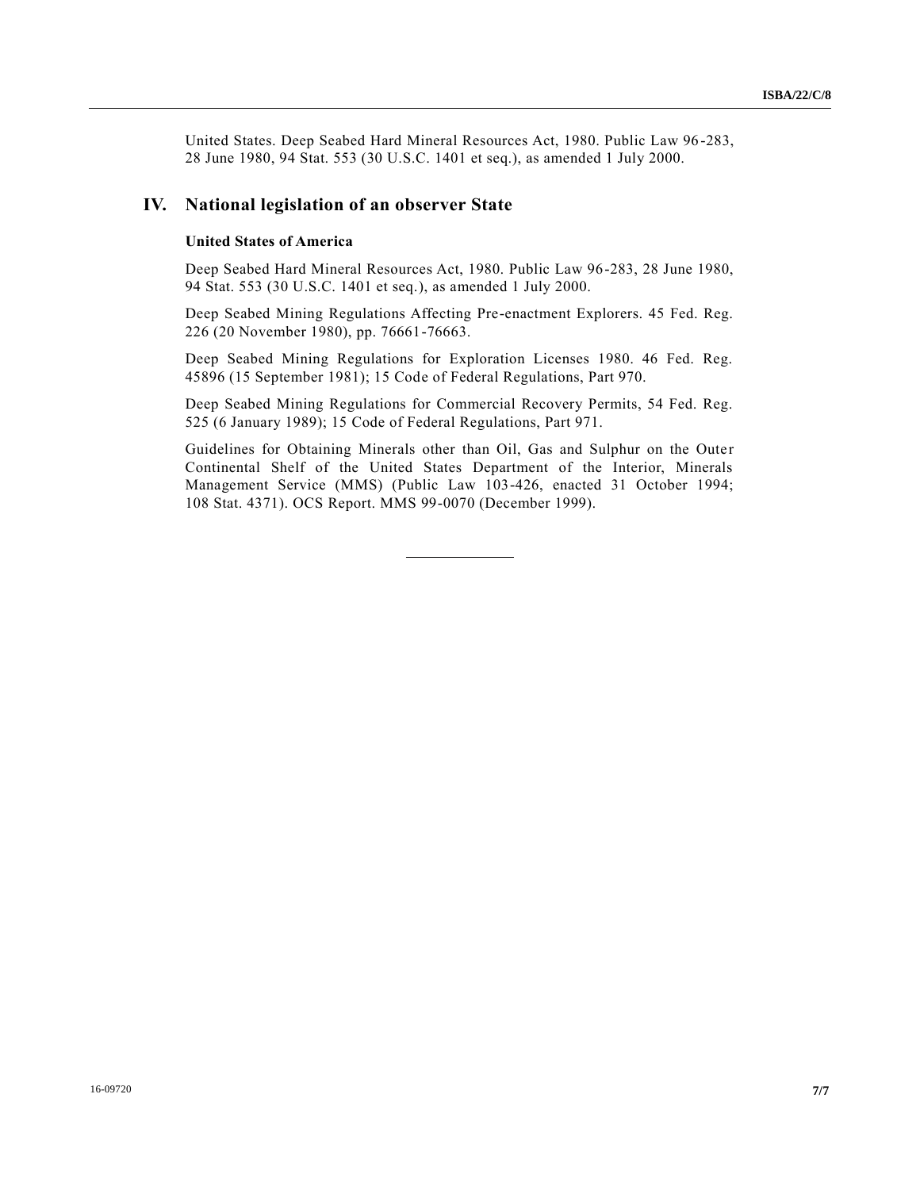United States. Deep Seabed Hard Mineral Resources Act, 1980. Public Law 96-283, 28 June 1980, 94 Stat. 553 (30 U.S.C. 1401 et seq.), as amended 1 July 2000.

## IV. National legislation of an observer State

**United States of America**

Deep Seabed Hard Mineral Resources Act, 1980. Public Law 96-283, 28 June 1980, 94 Stat. 553 (30 U.S.C. 1401 et seq.), as amended 1 July 2000.

Deep Seabed Mining Regulations Affecting Pre-enactment Explorers. 45 Fed. Reg. 226 (20 November 1980), pp. 76661-76663.

Deep Seabed Mining Regulations for Exploration Licenses 1980. 46 Fed. Reg. 45896 (15 September 1981); 15 Code of Federal Regulations, Part 970.

Deep Seabed Mining Regulations for Commercial Recovery Permits, 54 Fed. Reg. 525 (6 January 1989); 15 Code of Federal Regulations, Part 971.

Guidelines for Obtaining Minerals other than Oil, Gas and Sulphur on the Outer Continental Shelf of the United States Department of the Interior, Minerals Management Service (MMS) (Public Law 103-426, enacted 31 October 1994; 108 Stat. 4371). OCS Report. MMS 99-0070 (December 1999).